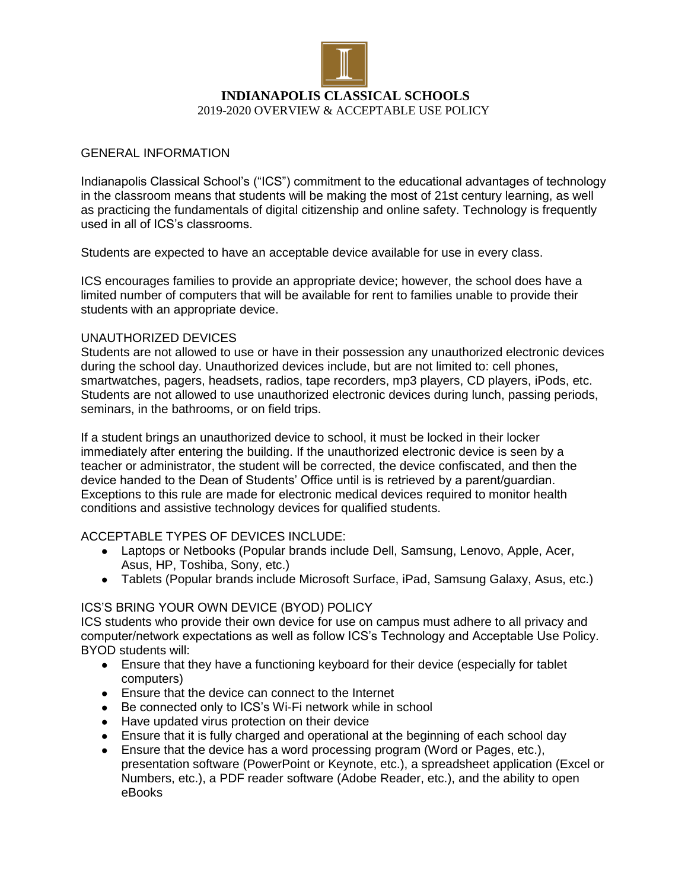# INDIANAPOLIS CLASSICAL SCHOOLS

2019-2020 OVERVIEW & ACCEPTABLE USE POLICY

## GENERAL INFORMATION

Indianapolis Classical School's ("ICS") commitment to the educational advantages of technology in the classroom means that students will be making the most of 21st century learning, as well as practicing the fundamentals of digital citizenship and online safety. Technology is frequently used in all of ICS's classrooms.

Students are expected to have an acceptable device available for use in every class.

ICS encourages families to provide an appropriate device; however, the school does have a limited number of computers that will be available for rent to families unable to provide their students with an appropriate device.

## UNAUTHORIZED DEVICES

Students are not allowed to use or have in their possession any unauthorized electronic devices during the school day. Unauthorized devices include, but are not limited to: cell phones, smartwatches, pagers, headsets, radios, tape recorders, mp3 players, CD players, iPods, etc. Students are not allowed to use unauthorized electronic devices during lunch, passing periods, seminars, in the bathrooms, or on field trips.

If a student brings an unauthorized device to school, it must be locked in their locker immediately after entering the building. If the unauthorized electronic device is seen by a teacher or administrator, the student will be corrected, the device confiscated, and then the device handed to the Dean of Students' Office until is is retrieved by a parent/guardian. Exceptions to this rule are made for electronic medical devices required to monitor health conditions and assistive technology devices for qualified students.

## ACCEPTABLE TYPES OF DEVICES INCLUDE:

- Laptops or Netbooks (Popular brands include Dell, Samsung, Lenovo, Apple, Acer, Asus, HP, Toshiba, Sony, etc.)
- Tablets (Popular brands include Microsoft Surface, iPad, Samsung Galaxy, Asus, etc.)

## ICS'S BRING YOUR OWN DEVICE (BYOD) POLICY

ICS students who provide their own device for use on campus must adhere to all privacy and computer/network expectations as well as follow ICS's Technology and Acceptable Use Policy. BYOD students will:

- Ensure that they have a functioning keyboard for their device (especially for tablet computers)
- Ensure that the device can connect to the Internet
- Be connected only to ICS's Wi-Fi network while in school
- Have updated virus protection on their device
- Ensure that it is fully charged and operational at the beginning of each school day
- Ensure that the device has a word processing program (Word or Pages, etc.), presentation software (PowerPoint or Keynote, etc.), a spreadsheet application (Excel or Numbers, etc.), a PDF reader software (Adobe Reader, etc.), and the ability to open eBooks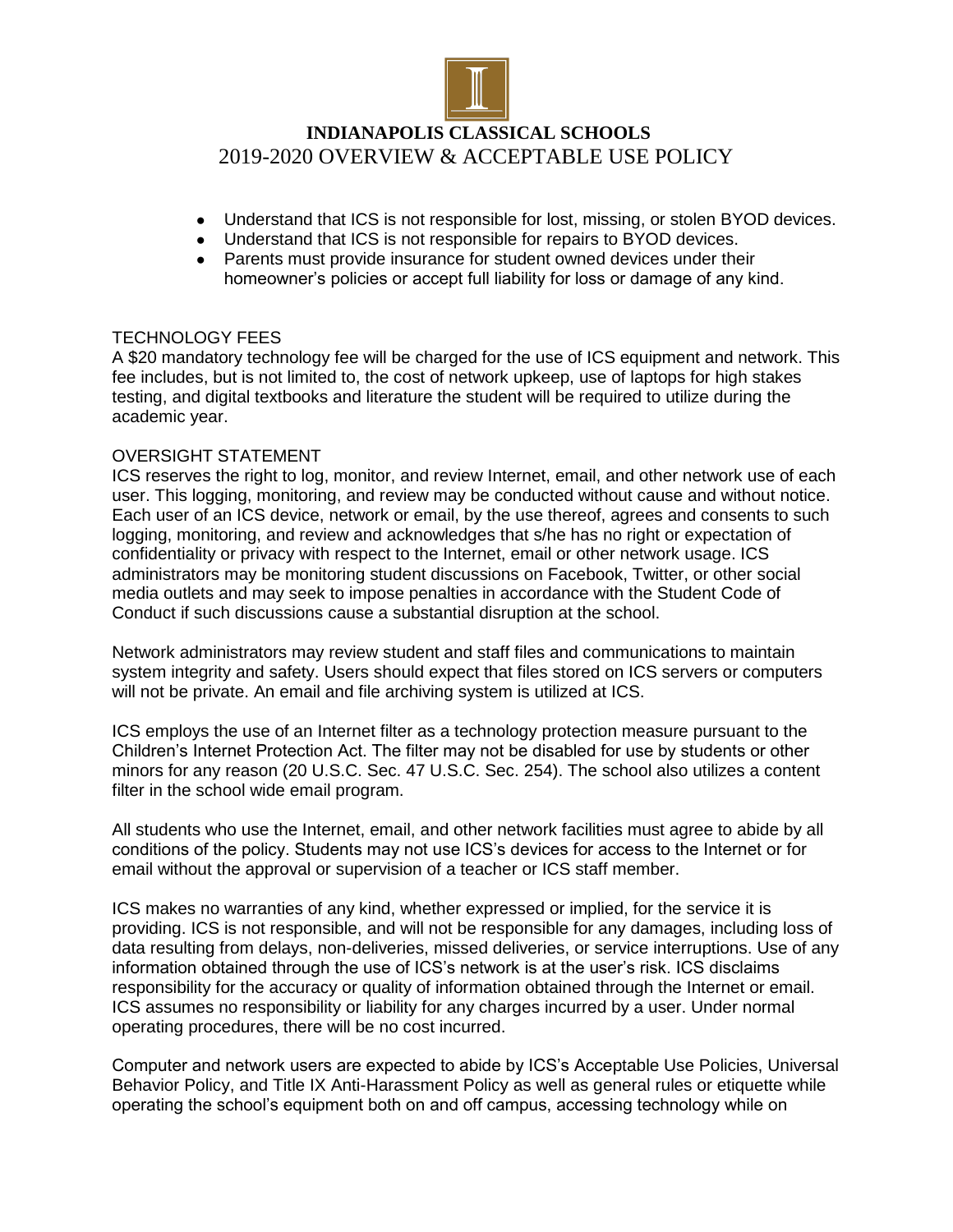- Understand that ICS is not responsible for lost, missing, or stolen BYOD devices.
- Understand that ICS is not responsible for repairs to BYOD devices.
- Parents must provide insurance for student owned devices under their homeowner's policies or accept full liability for loss or damage of any kind.

TECHNOLOGY FEES

A $20 mandatory technology fee will be charged for the use of ICS equipment and network. This fee includes, but is not limited to, the cost of network upkeep, use of laptops for high stakes testing, and digital textbooks and literature the student will be required to utilize during the academic year.

OVERSIGHT STATEMENT

ICS reserves the right to log, monitor, and review Internet, email, and other network use of each user. This logging, monitoring, and review may be conducted without cause and without notice. Each user of an ICS device, network or email, by the use thereof, agrees and consents to such logging, monitoring, and review and acknowledges that s/he has no right or expectation of confidentiality or privacy with respect to the Internet, email or other network usage. ICS administrators may be monitoring student discussions on Facebook, Twitter, or other social media outlets and may seek to impose penalties in accordance with the Student Code of Conduct if such discussions cause a substantial disruption at the school.

Network administrators may review student and staff files and communications to maintain system integrity and safety. Users should expect that files stored on ICS servers or computers will not be private. An email and file archiving system is utilized at ICS.

ICS employs the use of an Internet filter as a technology protection measure pursuant to the Children's Internet Protection Act. The filter may not be disabled for use by students or other minors for any reason (20 U.S.C. Sec. 47 U.S.C. Sec. 254). The school also utilizes a content filter in the school wide email program.

All students who use the Internet, email, and other network facilities must agree to abide by all conditions of the policy. Students may not use ICS's devices for access to the Internet or for email without the approval or supervision of a teacher or ICS staff member.

ICS makes no warranties of any kind, whether expressed or implied, for the service it is providing. ICS is not responsible, and will not be responsible for any damages, including loss of data resulting from delays, non-deliveries, missed deliveries, or service interruptions. Use of any information obtained through the use of ICS's network is at the user's risk. ICS disclaims responsibility for the accuracy or quality of information obtained through the Internet or email. ICS assumes no responsibility or liability for any charges incurred by a user. Under normal operating procedures, there will be no cost incurred.

Computer and network users are expected to abide by ICS's Acceptable Use Policies, Universal Behavior Policy, and Title IX Anti-Harassment Policy as well as general rules or etiquette while operating the school's equipment both on and off campus, accessing technology while on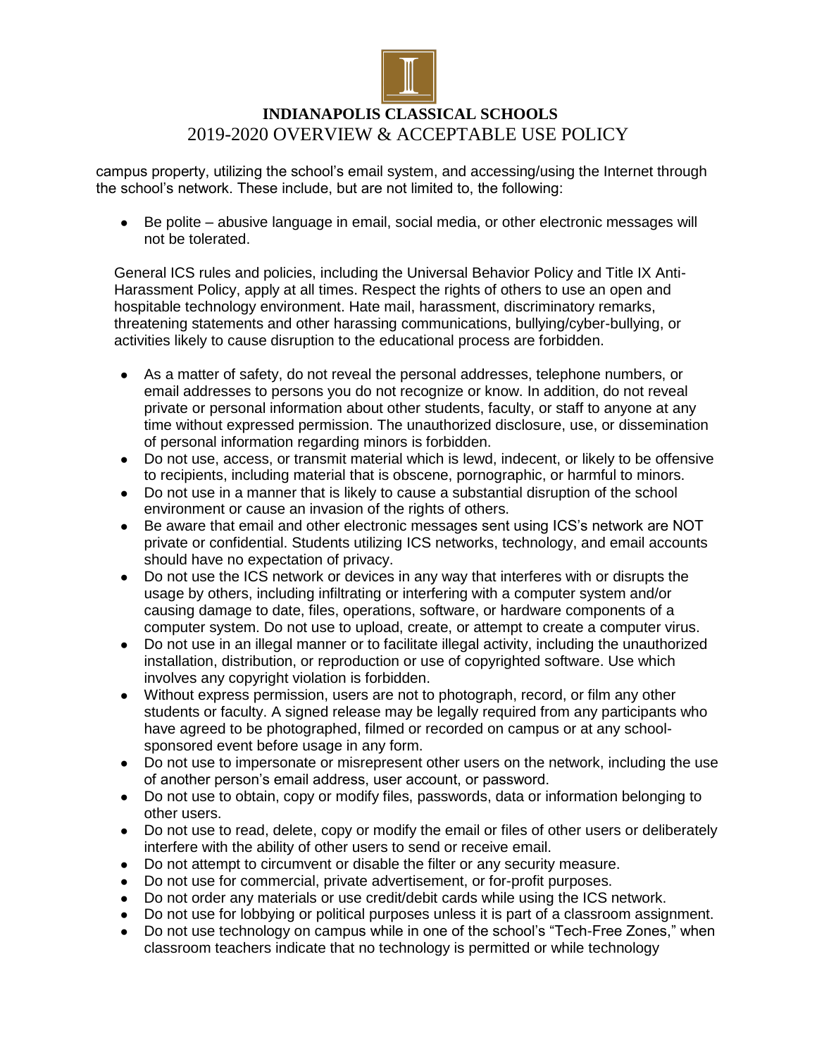campus property, utilizing the school's email system, and accessing/using the Internet through the school's network. These include, but are not limited to, the following:

- Be polite – abusive language in email, social media, or other electronic messages will not be tolerated.

General ICS rules and policies, including the Universal Behavior Policy and Title IX Anti-Harassment Policy, apply at all times. Respect the rights of others to use an open and hospitable technology environment. Hate mail, harassment, discriminatory remarks, threatening statements and other harassing communications, bullying/cyber-bullying, or activities likely to cause disruption to the educational process are forbidden.

- As a matter of safety, do not reveal the personal addresses, telephone numbers, or email addresses to persons you do not recognize or know. In addition, do not reveal private or personal information about other students, faculty, or staff to anyone at any time without expressed permission. The unauthorized disclosure, use, or dissemination of personal information regarding minors is forbidden.
- Do not use, access, or transmit material which is lewd, indecent, or likely to be offensive to recipients, including material that is obscene, pornographic, or harmful to minors.
- Do not use in a manner that is likely to cause a substantial disruption of the school environment or cause an invasion of the rights of others.
- Be aware that email and other electronic messages sent using ICS's network are NOT private or confidential. Students utilizing ICS networks, technology, and email accounts should have no expectation of privacy.
- Do not use the ICS network or devices in any way that interferes with or disrupts the usage by others, including infiltrating or interfering with a computer system and/or causing damage to date, files, operations, software, or hardware components of a computer system. Do not use to upload, create, or attempt to create a computer virus.
- Do not use in an illegal manner or to facilitate illegal activity, including the unauthorized installation, distribution, or reproduction or use of copyrighted software. Use which involves any copyright violation is forbidden.
- Without express permission, users are not to photograph, record, or film any other students or faculty. A signed release may be legally required from any participants who have agreed to be photographed, filmed or recorded on campus or at any school-sponsored event before usage in any form.
- Do not use to impersonate or misrepresent other users on the network, including the use of another person's email address, user account, or password.
- Do not use to obtain, copy or modify files, passwords, data or information belonging to other users.
- Do not use to read, delete, copy or modify the email or files of other users or deliberately interfere with the ability of other users to send or receive email.
- Do not attempt to circumvent or disable the filter or any security measure.
- Do not use for commercial, private advertisement, or for-profit purposes.
- Do not order any materials or use credit/debit cards while using the ICS network.
- Do not use for lobbying or political purposes unless it is part of a classroom assignment.
- Do not use technology on campus while in one of the school's "Tech-Free Zones," when classroom teachers indicate that no technology is permitted or while technology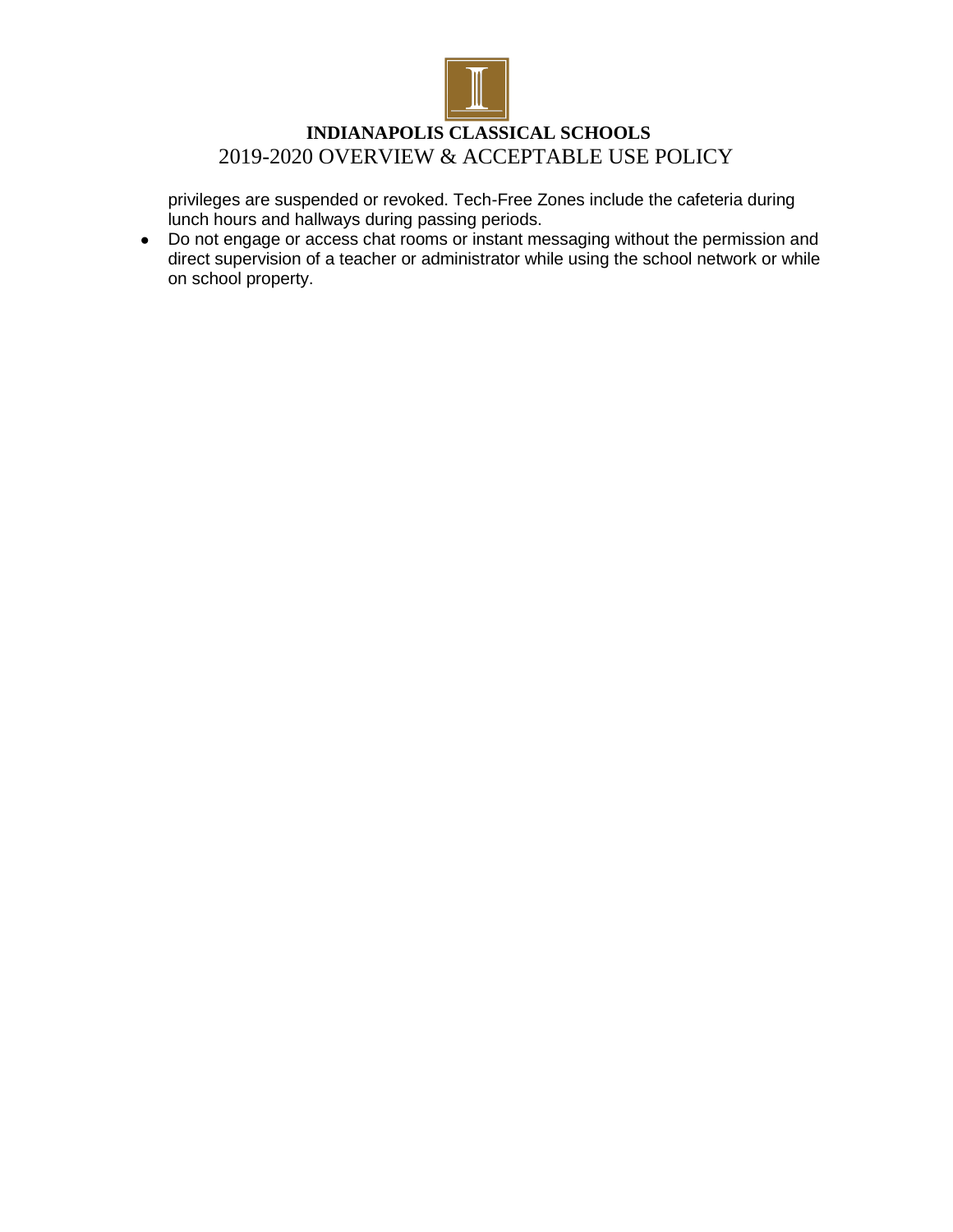privileges are suspended or revoked. Tech-Free Zones include the cafeteria during lunch hours and hallways during passing periods.

- Do not engage or access chat rooms or instant messaging without the permission and direct supervision of a teacher or administrator while using the school network or while on school property.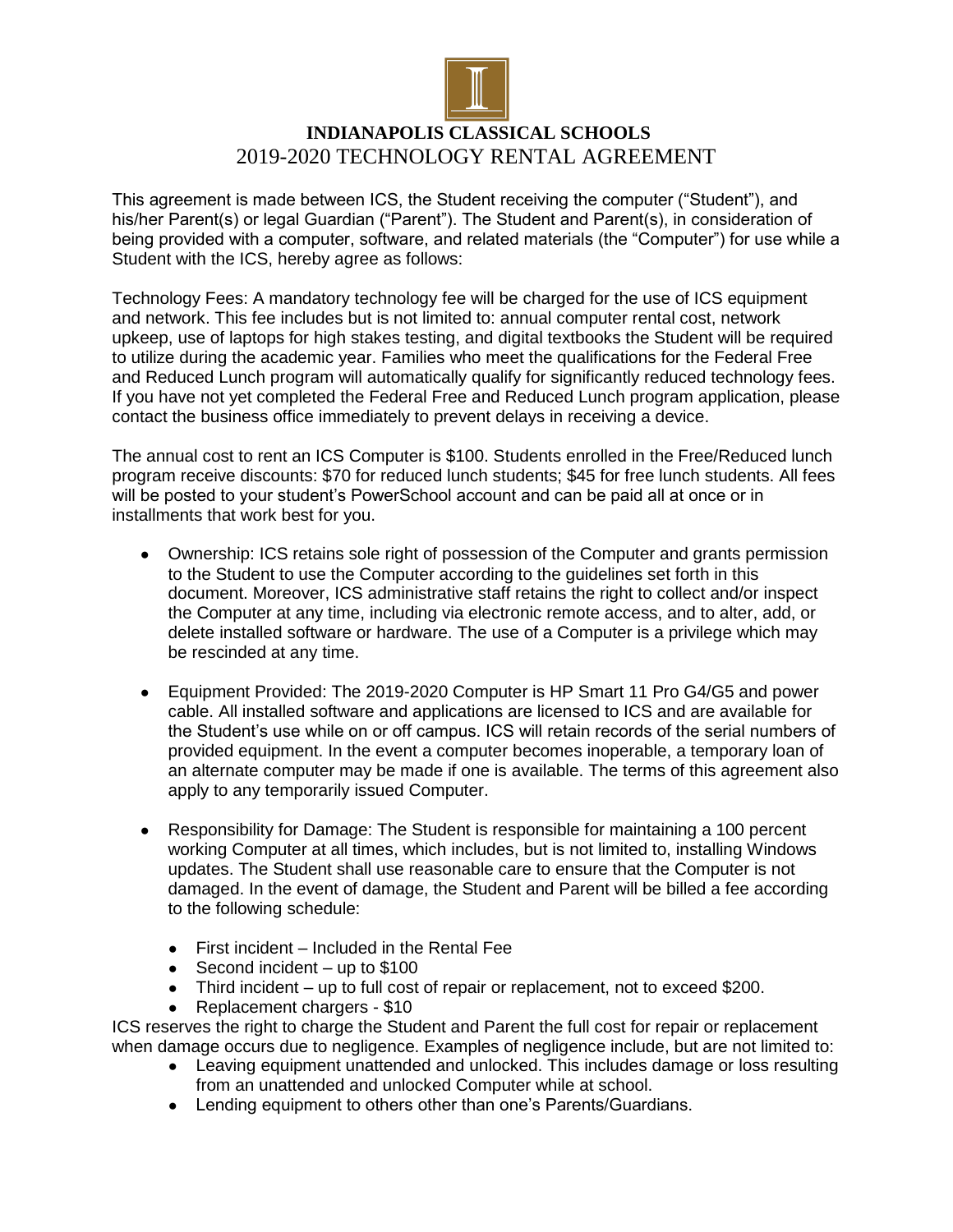# INDIANAPOLIS CLASSICAL SCHOOLS

## 2019-2020 TECHNOLOGY RENTAL AGREEMENT

This agreement is made between ICS, the Student receiving the computer ("Student"), and his/her Parent(s) or legal Guardian ("Parent"). The Student and Parent(s), in consideration of being provided with a computer, software, and related materials (the "Computer") for use while a Student with the ICS, hereby agree as follows:

Technology Fees: A mandatory technology fee will be charged for the use of ICS equipment and network. This fee includes but is not limited to: annual computer rental cost, network upkeep, use of laptops for high stakes testing, and digital textbooks the Student will be required to utilize during the academic year. Families who meet the qualifications for the Federal Free and Reduced Lunch program will automatically qualify for significantly reduced technology fees. If you have not yet completed the Federal Free and Reduced Lunch program application, please contact the business office immediately to prevent delays in receiving a device.

The annual cost to rent an ICS Computer is $100. Students enrolled in the Free/Reduced lunch program receive discounts: $70 for reduced lunch students; $45 for free lunch students. All fees will be posted to your student's PowerSchool account and can be paid all at once or in installments that work best for you.

- Ownership: ICS retains sole right of possession of the Computer and grants permission to the Student to use the Computer according to the guidelines set forth in this document. Moreover, ICS administrative staff retains the right to collect and/or inspect the Computer at any time, including via electronic remote access, and to alter, add, or delete installed software or hardware. The use of a Computer is a privilege which may be rescinded at any time.

- Equipment Provided: The 2019-2020 Computer is HP Smart 11 Pro G4/G5 and power cable. All installed software and applications are licensed to ICS and are available for the Student's use while on or off campus. ICS will retain records of the serial numbers of provided equipment. In the event a computer becomes inoperable, a temporary loan of an alternate computer may be made if one is available. The terms of this agreement also apply to any temporarily issued Computer.

- Responsibility for Damage: The Student is responsible for maintaining a 100 percent working Computer at all times, which includes, but is not limited to, installing Windows updates. The Student shall use reasonable care to ensure that the Computer is not damaged. In the event of damage, the Student and Parent will be billed a fee according to the following schedule:

  - First incident – Included in the Rental Fee
  - Second incident – up to $100
  - Third incident – up to full cost of repair or replacement, not to exceed $200.
  - Replacement chargers - $10

ICS reserves the right to charge the Student and Parent the full cost for repair or replacement when damage occurs due to negligence. Examples of negligence include, but are not limited to:

- Leaving equipment unattended and unlocked. This includes damage or loss resulting from an unattended and unlocked Computer while at school.
- Lending equipment to others other than one's Parents/Guardians.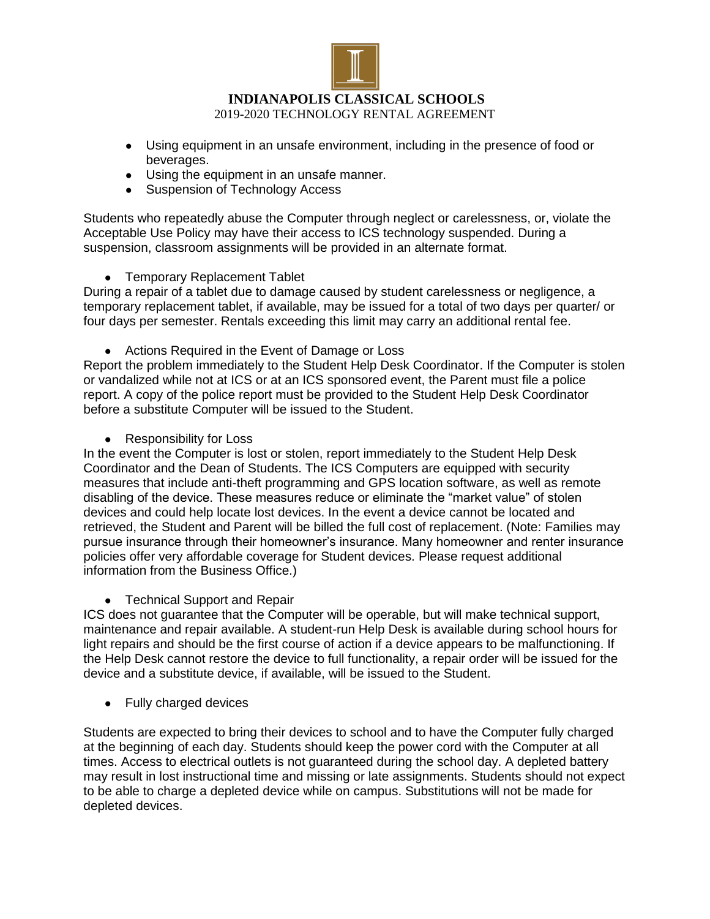- Using equipment in an unsafe environment, including in the presence of food or beverages.
- Using the equipment in an unsafe manner.
- Suspension of Technology Access

Students who repeatedly abuse the Computer through neglect or carelessness, or, violate the Acceptable Use Policy may have their access to ICS technology suspended. During a suspension, classroom assignments will be provided in an alternate format.

- Temporary Replacement Tablet

During a repair of a tablet due to damage caused by student carelessness or negligence, a temporary replacement tablet, if available, may be issued for a total of two days per quarter/ or four days per semester. Rentals exceeding this limit may carry an additional rental fee.

- Actions Required in the Event of Damage or Loss

Report the problem immediately to the Student Help Desk Coordinator. If the Computer is stolen or vandalized while not at ICS or at an ICS sponsored event, the Parent must file a police report. A copy of the police report must be provided to the Student Help Desk Coordinator before a substitute Computer will be issued to the Student.

- Responsibility for Loss

In the event the Computer is lost or stolen, report immediately to the Student Help Desk Coordinator and the Dean of Students. The ICS Computers are equipped with security measures that include anti-theft programming and GPS location software, as well as remote disabling of the device. These measures reduce or eliminate the "market value" of stolen devices and could help locate lost devices. In the event a device cannot be located and retrieved, the Student and Parent will be billed the full cost of replacement. (Note: Families may pursue insurance through their homeowner's insurance. Many homeowner and renter insurance policies offer very affordable coverage for Student devices. Please request additional information from the Business Office.)

- Technical Support and Repair

ICS does not guarantee that the Computer will be operable, but will make technical support, maintenance and repair available. A student-run Help Desk is available during school hours for light repairs and should be the first course of action if a device appears to be malfunctioning. If the Help Desk cannot restore the device to full functionality, a repair order will be issued for the device and a substitute device, if available, will be issued to the Student.

- Fully charged devices

Students are expected to bring their devices to school and to have the Computer fully charged at the beginning of each day. Students should keep the power cord with the Computer at all times. Access to electrical outlets is not guaranteed during the school day. A depleted battery may result in lost instructional time and missing or late assignments. Students should not expect to be able to charge a depleted device while on campus. Substitutions will not be made for depleted devices.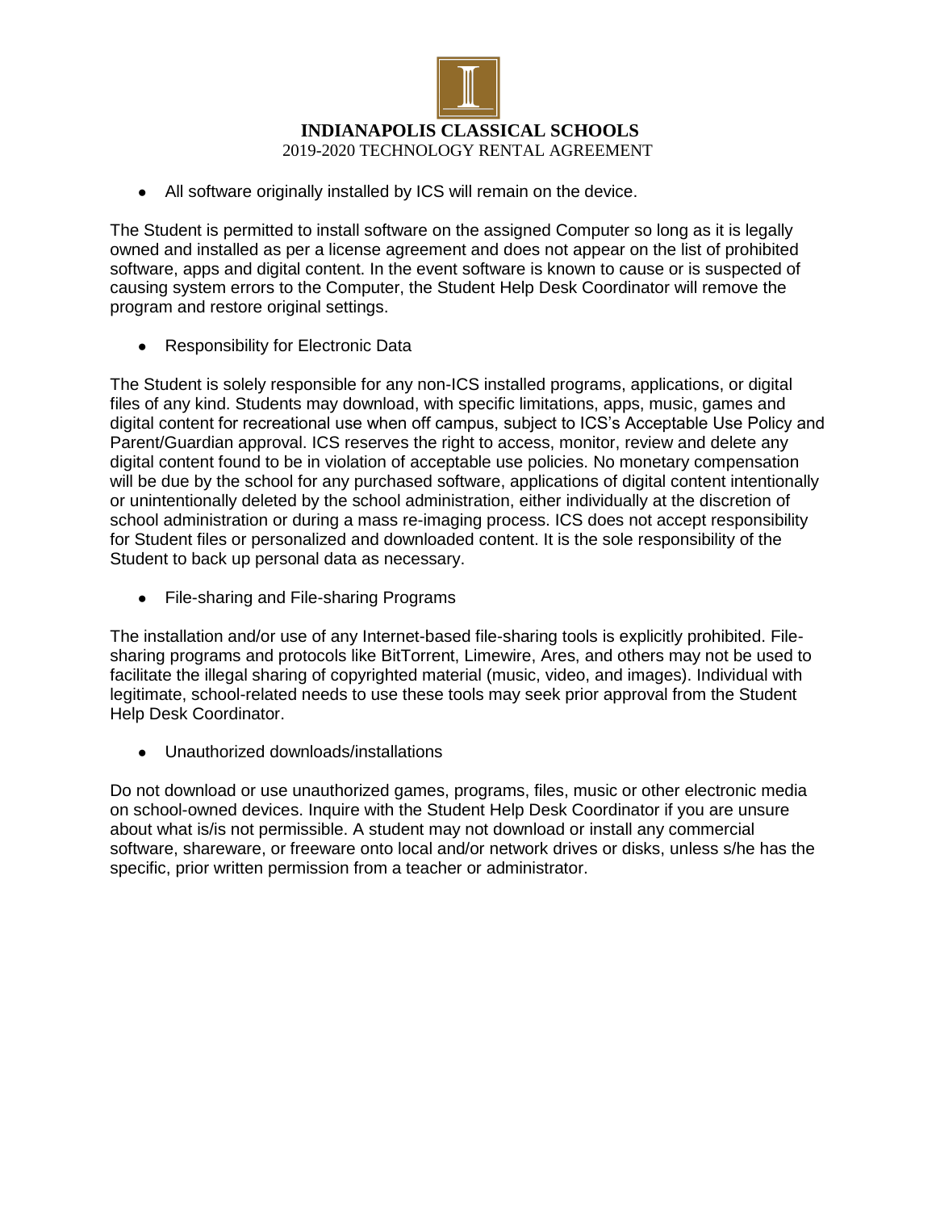- All software originally installed by ICS will remain on the device.

The Student is permitted to install software on the assigned Computer so long as it is legally owned and installed as per a license agreement and does not appear on the list of prohibited software, apps and digital content. In the event software is known to cause or is suspected of causing system errors to the Computer, the Student Help Desk Coordinator will remove the program and restore original settings.

- Responsibility for Electronic Data

The Student is solely responsible for any non-ICS installed programs, applications, or digital files of any kind. Students may download, with specific limitations, apps, music, games and digital content for recreational use when off campus, subject to ICS's Acceptable Use Policy and Parent/Guardian approval. ICS reserves the right to access, monitor, review and delete any digital content found to be in violation of acceptable use policies. No monetary compensation will be due by the school for any purchased software, applications of digital content intentionally or unintentionally deleted by the school administration, either individually at the discretion of school administration or during a mass re-imaging process. ICS does not accept responsibility for Student files or personalized and downloaded content. It is the sole responsibility of the Student to back up personal data as necessary.

- File-sharing and File-sharing Programs

The installation and/or use of any Internet-based file-sharing tools is explicitly prohibited. File-sharing programs and protocols like BitTorrent, Limewire, Ares, and others may not be used to facilitate the illegal sharing of copyrighted material (music, video, and images). Individual with legitimate, school-related needs to use these tools may seek prior approval from the Student Help Desk Coordinator.

- Unauthorized downloads/installations

Do not download or use unauthorized games, programs, files, music or other electronic media on school-owned devices. Inquire with the Student Help Desk Coordinator if you are unsure about what is/is not permissible. A student may not download or install any commercial software, shareware, or freeware onto local and/or network drives or disks, unless s/he has the specific, prior written permission from a teacher or administrator.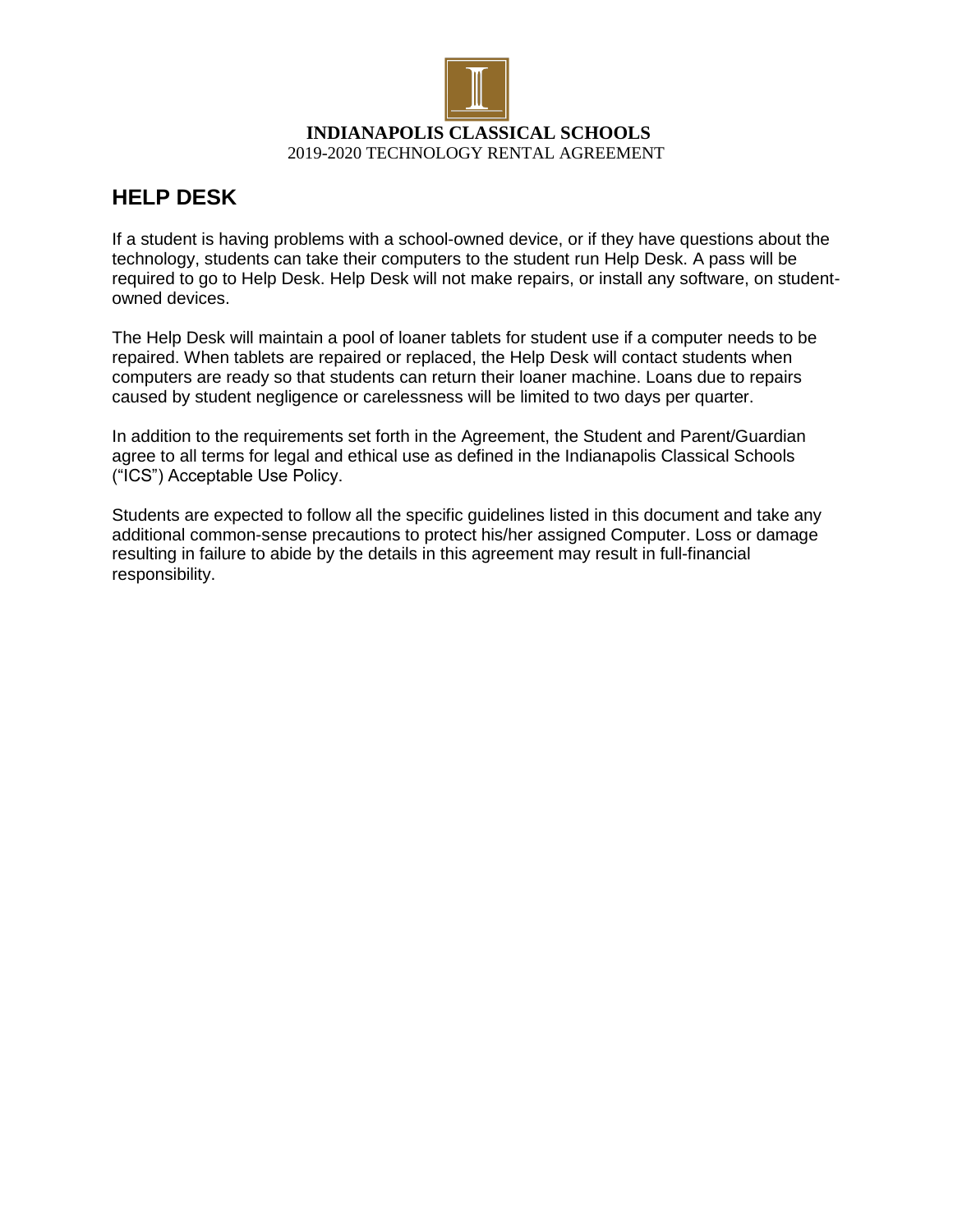## HELP DESK

If a student is having problems with a school-owned device, or if they have questions about the technology, students can take their computers to the student run Help Desk. A pass will be required to go to Help Desk. Help Desk will not make repairs, or install any software, on student-owned devices.

The Help Desk will maintain a pool of loaner tablets for student use if a computer needs to be repaired. When tablets are repaired or replaced, the Help Desk will contact students when computers are ready so that students can return their loaner machine. Loans due to repairs caused by student negligence or carelessness will be limited to two days per quarter.

In addition to the requirements set forth in the Agreement, the Student and Parent/Guardian agree to all terms for legal and ethical use as defined in the Indianapolis Classical Schools ("ICS") Acceptable Use Policy.

Students are expected to follow all the specific guidelines listed in this document and take any additional common-sense precautions to protect his/her assigned Computer. Loss or damage resulting in failure to abide by the details in this agreement may result in full-financial responsibility.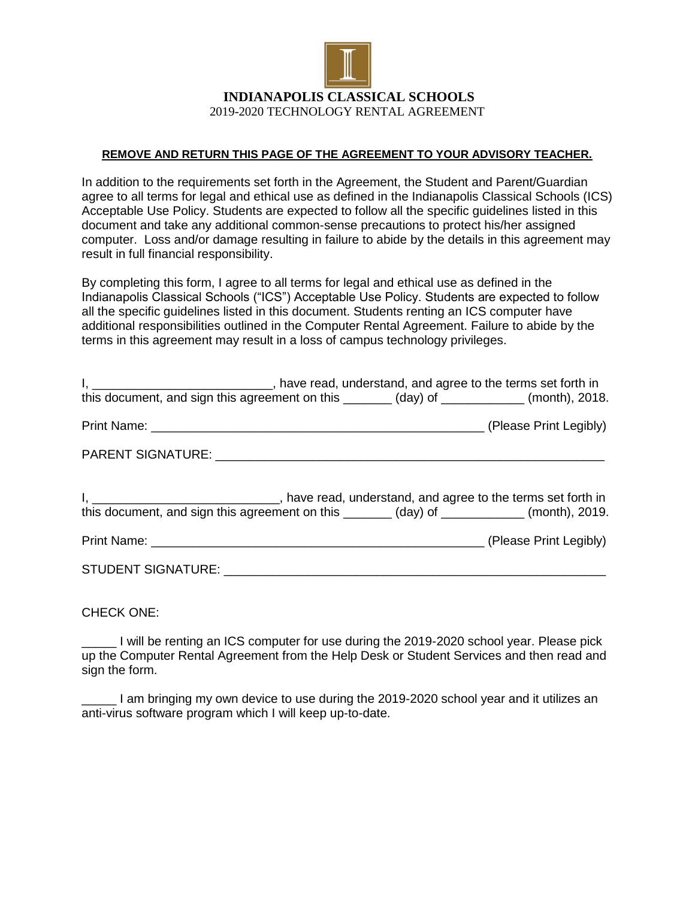**INDIANAPOLIS CLASSICAL SCHOOLS**
2019-2020 TECHNOLOGY RENTAL AGREEMENT

**REMOVE AND RETURN THIS PAGE OF THE AGREEMENT TO YOUR ADVISORY TEACHER.**

In addition to the requirements set forth in the Agreement, the Student and Parent/Guardian agree to all terms for legal and ethical use as defined in the Indianapolis Classical Schools (ICS) Acceptable Use Policy. Students are expected to follow all the specific guidelines listed in this document and take any additional common-sense precautions to protect his/her assigned computer. Loss and/or damage resulting in failure to abide by the details in this agreement may result in full financial responsibility.

By completing this form, I agree to all terms for legal and ethical use as defined in the Indianapolis Classical Schools ("ICS") Acceptable Use Policy. Students are expected to follow all the specific guidelines listed in this document. Students renting an ICS computer have additional responsibilities outlined in the Computer Rental Agreement. Failure to abide by the terms in this agreement may result in a loss of campus technology privileges.

I, __________________________, have read, understand, and agree to the terms set forth in this document, and sign this agreement on this _______ (day) of ____________ (month), 2018.

Print Name: __________________________________________________ (Please Print Legibly)

PARENT SIGNATURE: _________________________________________________________

I, ___________________________, have read, understand, and agree to the terms set forth in this document, and sign this agreement on this _______ (day) of ____________ (month), 2019.

Print Name: __________________________________________________ (Please Print Legibly)

STUDENT SIGNATURE: ________________________________________________________

CHECK ONE:

_____ I will be renting an ICS computer for use during the 2019-2020 school year. Please pick up the Computer Rental Agreement from the Help Desk or Student Services and then read and sign the form.

_____ I am bringing my own device to use during the 2019-2020 school year and it utilizes an anti-virus software program which I will keep up-to-date.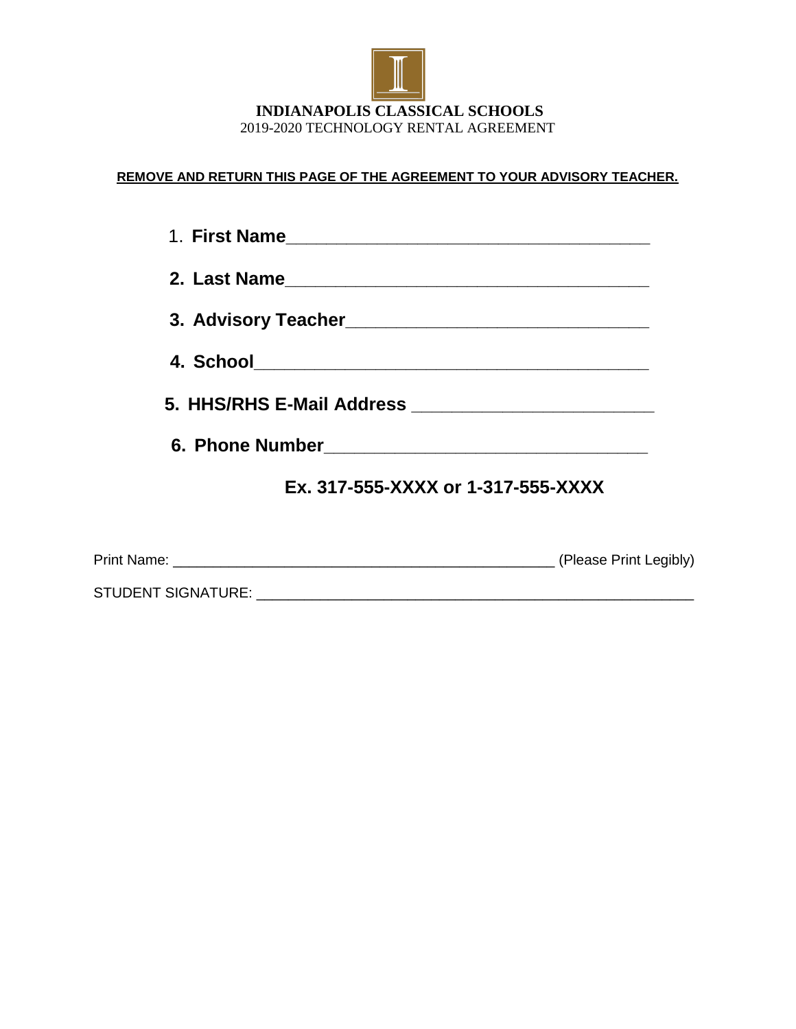**INDIANAPOLIS CLASSICAL SCHOOLS**
2019-2020 TECHNOLOGY RENTAL AGREEMENT

**REMOVE AND RETURN THIS PAGE OF THE AGREEMENT TO YOUR ADVISORY TEACHER.**

1. **First Name**______________________________________
2. **Last Name**______________________________________
3. **Advisory Teacher**________________________________
4. **School**__________________________________________
5. **HHS/RHS E-Mail Address** _________________________
6. **Phone Number**___________________________________

**Ex. 317-555-XXXX or 1-317-555-XXXX**

Print Name: ________________________________________________ (Please Print Legibly)

STUDENT SIGNATURE: ________________________________________________